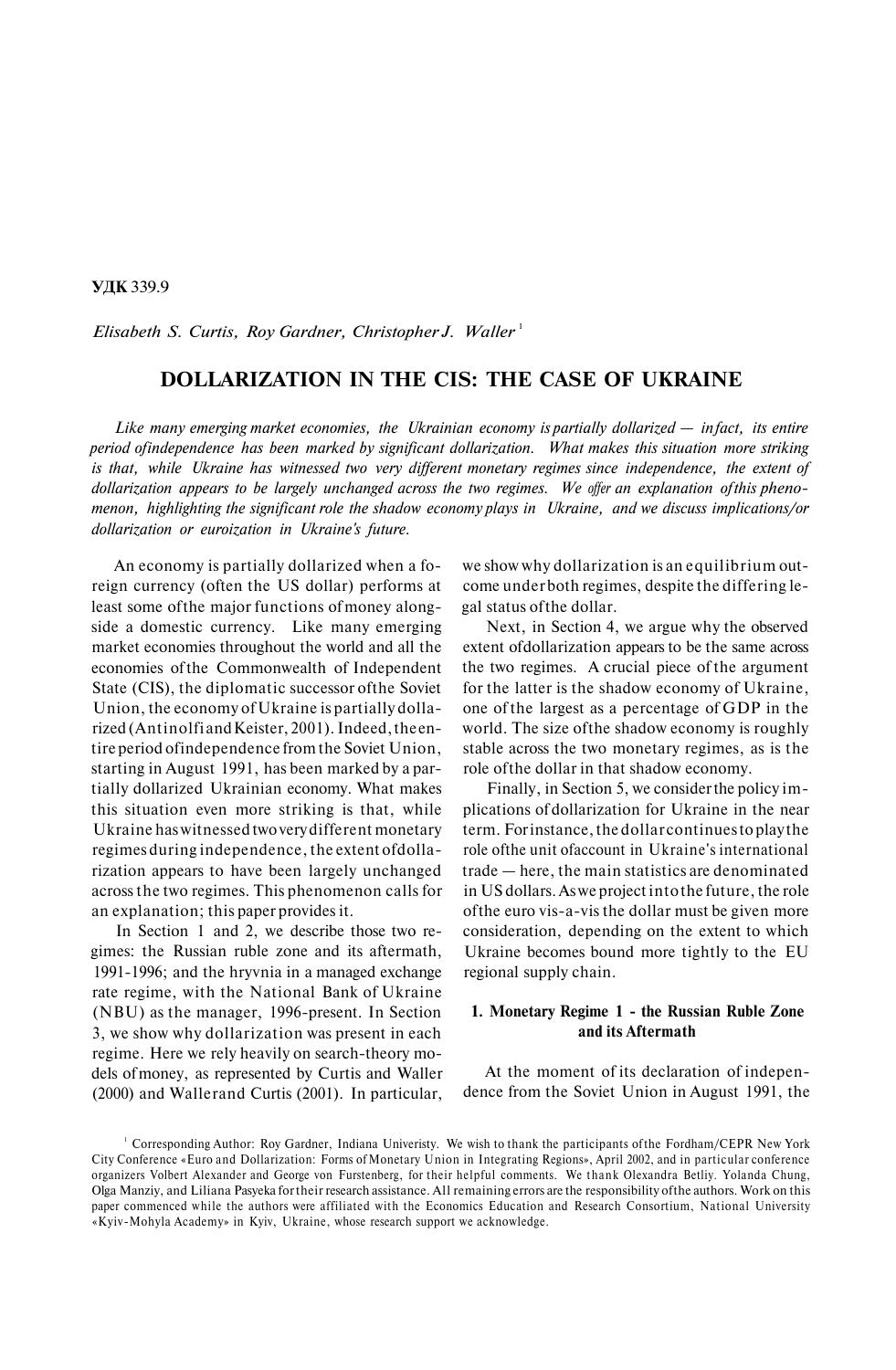**УДК** 339.9

*Elisabeth S. Curtis, Roy Gardner, Christopher J. Waller* [1]

## DOLLARIZATION IN THE CIS: THE CASE OF UKRAINE

*Like many emerging market economies, the Ukrainian economy is partially dollarized — in fact, its entire period of independence has been marked by significant dollarization. What makes this situation more striking is that, while Ukraine has witnessed two very different monetary regimes since independence, the extent of dollarization appears to be largely unchanged across the two regimes. We offer an explanation of this phenomenon, highlighting the significant role the shadow economy plays in Ukraine, and we discuss implications/or dollarization or euroization in Ukraine's future.*

An economy is partially dollarized when a foreign currency (often the US dollar) performs at least some of the major functions of money alongside a domestic currency. Like many emerging market economies throughout the world and all the economies of the Commonwealth of Independent State (CIS), the diplomatic successor of the Soviet Union, the economy of Ukraine is partially dollarized (Antinolfi and Keister, 2001). Indeed, the entire period of independence from the Soviet Union, starting in August 1991, has been marked by a partially dollarized Ukrainian economy. What makes this situation even more striking is that, while Ukraine has witnessed two very different monetary regimes during independence, the extent of dollarization appears to have been largely unchanged across the two regimes. This phenomenon calls for an explanation; this paper provides it.

In Section 1 and 2, we describe those two regimes: the Russian ruble zone and its aftermath, 1991-1996; and the hryvnia in a managed exchange rate regime, with the National Bank of Ukraine (NBU) as the manager, 1996-present. In Section 3, we show why dollarization was present in each regime. Here we rely heavily on search-theory models of money, as represented by Curtis and Waller (2000) and Waller and Curtis (2001). In particular, we show why dollarization is an equilibrium outcome under both regimes, despite the differing legal status of the dollar.

Next, in Section 4, we argue why the observed extent of dollarization appears to be the same across the two regimes. A crucial piece of the argument for the latter is the shadow economy of Ukraine, one of the largest as a percentage of GDP in the world. The size of the shadow economy is roughly stable across the two monetary regimes, as is the role of the dollar in that shadow economy.

Finally, in Section 5, we consider the policy implications of dollarization for Ukraine in the near term. For instance, the dollar continues to play the role of the unit of account in Ukraine's international trade — here, the main statistics are denominated in US dollars. As we project into the future, the role of the euro vis-a-vis the dollar must be given more consideration, depending on the extent to which Ukraine becomes bound more tightly to the EU regional supply chain.

### 1. Monetary Regime 1 - the Russian Ruble Zone and its Aftermath

At the moment of its declaration of independence from the Soviet Union in August 1991, the

[1] Corresponding Author: Roy Gardner, Indiana Univeristy. We wish to thank the participants of the Fordham/CEPR New York City Conference «Euro and Dollarization: Forms of Monetary Union in Integrating Regions», April 2002, and in particular conference organizers Volbert Alexander and George von Furstenberg, for their helpful comments. We thank Olexandra Betliy. Yolanda Chung, Olga Manziy, and Liliana Pasyeka for their research assistance. All remaining errors are the responsibility of the authors. Work on this paper commenced while the authors were affiliated with the Economics Education and Research Consortium, National University «Kyiv-Mohyla Academy» in Kyiv, Ukraine, whose research support we acknowledge.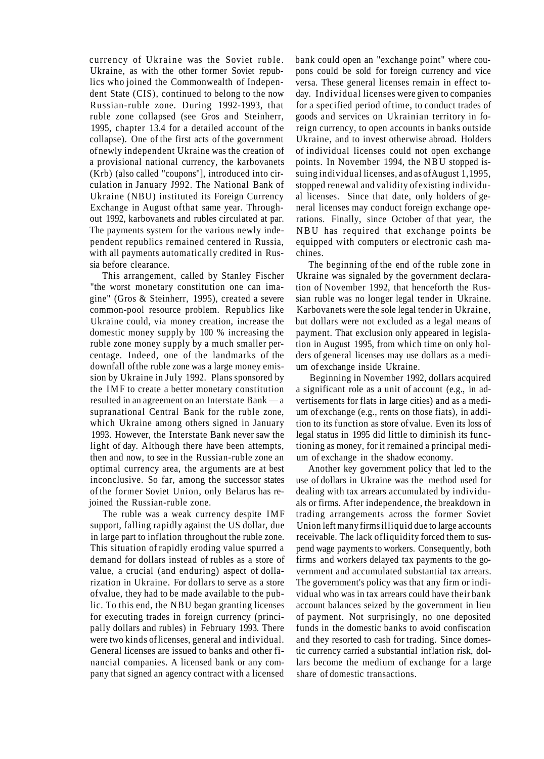currency of Ukraine was the Soviet ruble. Ukraine, as with the other former Soviet republics who joined the Commonwealth of Independent State (CIS), continued to belong to the now Russian-ruble zone. During 1992-1993, that ruble zone collapsed (see Gros and Steinherr, 1995, chapter 13.4 for a detailed account of the collapse). One of the first acts of the government of newly independent Ukraine was the creation of a provisional national currency, the karbovanets (Krb) (also called "coupons"], introduced into circulation in January J992. The National Bank of Ukraine (NBU) instituted its Foreign Currency Exchange in August of that same year. Throughout 1992, karbovanets and rubles circulated at par. The payments system for the various newly independent republics remained centered in Russia, with all payments automatically credited in Russia before clearance.

This arrangement, called by Stanley Fischer "the worst monetary constitution one can imagine" (Gros & Steinherr, 1995), created a severe common-pool resource problem. Republics like Ukraine could, via money creation, increase the domestic money supply by 100 % increasing the ruble zone money supply by a much smaller percentage. Indeed, one of the landmarks of the downfall of the ruble zone was a large money emission by Ukraine in July 1992. Plans sponsored by the IMF to create a better monetary constitution resulted in an agreement on an Interstate Bank — a supranational Central Bank for the ruble zone, which Ukraine among others signed in January 1993. However, the Interstate Bank never saw the light of day. Although there have been attempts, then and now, to see in the Russian-ruble zone an optimal currency area, the arguments are at best inconclusive. So far, among the successor states of the former Soviet Union, only Belarus has rejoined the Russian-ruble zone.

The ruble was a weak currency despite IMF support, falling rapidly against the US dollar, due in large part to inflation throughout the ruble zone. This situation of rapidly eroding value spurred a demand for dollars instead of rubles as a store of value, a crucial (and enduring) aspect of dollarization in Ukraine. For dollars to serve as a store of value, they had to be made available to the public. To this end, the NBU began granting licenses for executing trades in foreign currency (principally dollars and rubles) in February 1993. There were two kinds of licenses, general and individual. General licenses are issued to banks and other financial companies. A licensed bank or any company that signed an agency contract with a licensed bank could open an "exchange point" where coupons could be sold for foreign currency and vice versa. These general licenses remain in effect today. Individual licenses were given to companies for a specified period of time, to conduct trades of goods and services on Ukrainian territory in foreign currency, to open accounts in banks outside Ukraine, and to invest otherwise abroad. Holders of individual licenses could not open exchange points. In November 1994, the NBU stopped issuing individual licenses, and as of August 1,1995, stopped renewal and validity of existing individual licenses. Since that date, only holders of general licenses may conduct foreign exchange operations. Finally, since October of that year, the NBU has required that exchange points be equipped with computers or electronic cash machines.

The beginning of the end of the ruble zone in Ukraine was signaled by the government declaration of November 1992, that henceforth the Russian ruble was no longer legal tender in Ukraine. Karbovanets were the sole legal tender in Ukraine, but dollars were not excluded as a legal means of payment. That exclusion only appeared in legislation in August 1995, from which time on only holders of general licenses may use dollars as a medium of exchange inside Ukraine.

Beginning in November 1992, dollars acquired a significant role as a unit of account (e.g., in advertisements for flats in large cities) and as a medium of exchange (e.g., rents on those fiats), in addition to its function as store of value. Even its loss of legal status in 1995 did little to diminish its functioning as money, for it remained a principal medium of exchange in the shadow economy.

Another key government policy that led to the use of dollars in Ukraine was the method used for dealing with tax arrears accumulated by individuals or firms. After independence, the breakdown in trading arrangements across the former Soviet Union left many firms illiquid due to large accounts receivable. The lack of liquidity forced them to suspend wage payments to workers. Consequently, both firms and workers delayed tax payments to the government and accumulated substantial tax arrears. The government's policy was that any firm or individual who was in tax arrears could have their bank account balances seized by the government in lieu of payment. Not surprisingly, no one deposited funds in the domestic banks to avoid confiscation and they resorted to cash for trading. Since domestic currency carried a substantial inflation risk, dollars become the medium of exchange for a large share of domestic transactions.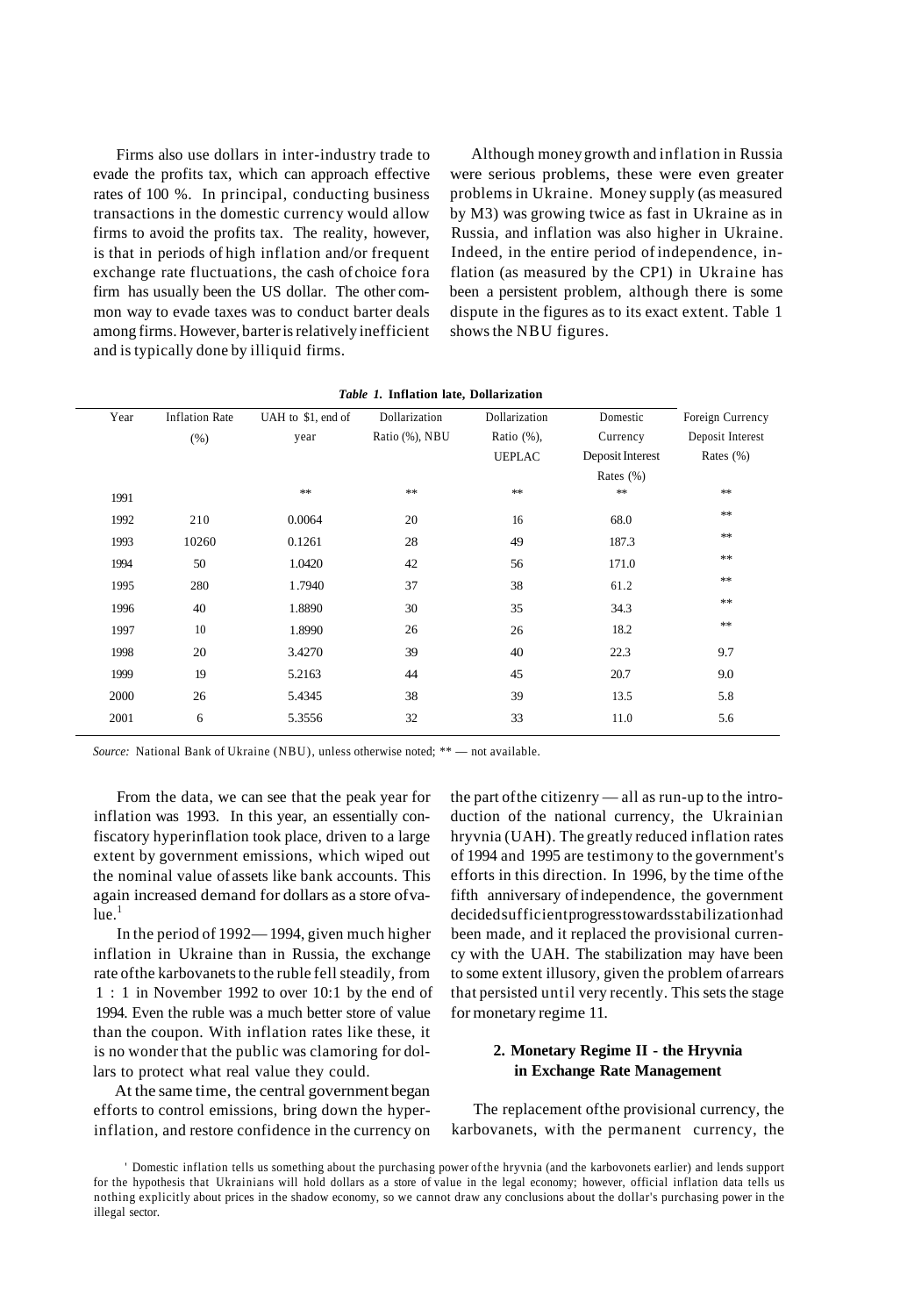Firms also use dollars in inter-industry trade to evade the profits tax, which can approach effective rates of 100 %. In principal, conducting business transactions in the domestic currency would allow firms to avoid the profits tax. The reality, however, is that in periods of high inflation and/or frequent exchange rate fluctuations, the cash of choice fora firm has usually been the US dollar. The other common way to evade taxes was to conduct barter deals among firms. However, barter is relatively inefficient and is typically done by illiquid firms.

Although money growth and inflation in Russia were serious problems, these were even greater problems in Ukraine. Money supply (as measured by M3) was growing twice as fast in Ukraine as in Russia, and inflation was also higher in Ukraine. Indeed, in the entire period of independence, inflation (as measured by the CP1) in Ukraine has been a persistent problem, although there is some dispute in the figures as to its exact extent. Table 1 shows the NBU figures.

***Table 1.* Inflation late, Dollarization**

| Year | Inflation Rate (%) | UAH to $1, end of year | Dollarization Ratio (%), NBU | Dollarization Ratio (%), UEPLAC | Domestic Currency Deposit Interest Rates (%) | Foreign Currency Deposit Interest Rates (%) |
|---|---|---|---|---|---|---|
| 1991 | | ** | ** | ** | ** | ** |
| 1992 | 210 | 0.0064 | 20 | 16 | 68.0 | ** |
| 1993 | 10260 | 0.1261 | 28 | 49 | 187.3 | ** |
| 1994 | 50 | 1.0420 | 42 | 56 | 171.0 | ** |
| 1995 | 280 | 1.7940 | 37 | 38 | 61.2 | ** |
| 1996 | 40 | 1.8890 | 30 | 35 | 34.3 | ** |
| 1997 | 10 | 1.8990 | 26 | 26 | 18.2 | ** |
| 1998 | 20 | 3.4270 | 39 | 40 | 22.3 | 9.7 |
| 1999 | 19 | 5.2163 | 44 | 45 | 20.7 | 9.0 |
| 2000 | 26 | 5.4345 | 38 | 39 | 13.5 | 5.8 |
| 2001 | 6 | 5.3556 | 32 | 33 | 11.0 | 5.6 |

*Source:* National Bank of Ukraine (NBU), unless otherwise noted; ** — not available.

From the data, we can see that the peak year for inflation was 1993. In this year, an essentially confiscatory hyperinflation took place, driven to a large extent by government emissions, which wiped out the nominal value of assets like bank accounts. This again increased demand for dollars as a store of value.[1]

In the period of 1992—1994, given much higher inflation in Ukraine than in Russia, the exchange rate of the karbovanets to the ruble fell steadily, from 1 : 1 in November 1992 to over 10:1 by the end of 1994. Even the ruble was a much better store of value than the coupon. With inflation rates like these, it is no wonder that the public was clamoring for dollars to protect what real value they could.

At the same time, the central government began efforts to control emissions, bring down the hyperinflation, and restore confidence in the currency on the part of the citizenry — all as run-up to the introduction of the national currency, the Ukrainian hryvnia (UAH). The greatly reduced inflation rates of 1994 and 1995 are testimony to the government's efforts in this direction. In 1996, by the time of the fifth anniversary of independence, the government decided sufficient progress towards stabilization had been made, and it replaced the provisional currency with the UAH. The stabilization may have been to some extent illusory, given the problem of arrears that persisted until very recently. This sets the stage for monetary regime 11.

## 2. Monetary Regime II - the Hryvnia in Exchange Rate Management

The replacement of the provisional currency, the karbovanets, with the permanent currency, the

[1] Domestic inflation tells us something about the purchasing power of the hryvnia (and the karbovonets earlier) and lends support for the hypothesis that Ukrainians will hold dollars as a store of value in the legal economy; however, official inflation data tells us nothing explicitly about prices in the shadow economy, so we cannot draw any conclusions about the dollar's purchasing power in the illegal sector.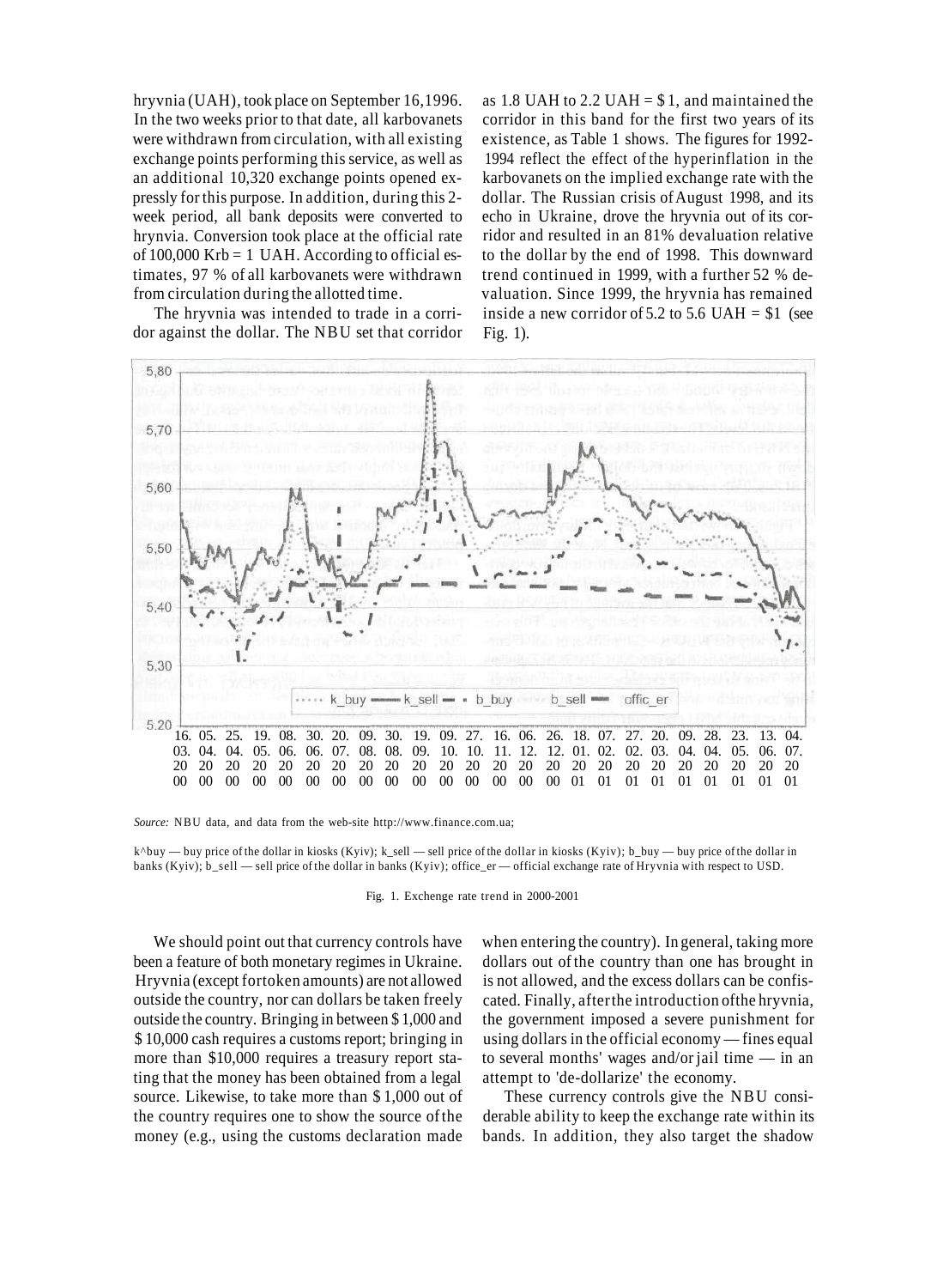hryvnia (UAH), took place on September 16,1996. In the two weeks prior to that date, all karbovanets were withdrawn from circulation, with all existing exchange points performing this service, as well as an additional 10,320 exchange points opened expressly for this purpose. In addition, during this 2-week period, all bank deposits were converted to hrynvia. Conversion took place at the official rate of 100,000 Krb = 1 UAH. According to official estimates, 97 % of all karbovanets were withdrawn from circulation during the allotted time.

The hryvnia was intended to trade in a corridor against the dollar. The NBU set that corridor as 1.8 UAH to 2.2 UAH = $ 1, and maintained the corridor in this band for the first two years of its existence, as Table 1 shows. The figures for 1992-1994 reflect the effect of the hyperinflation in the karbovanets on the implied exchange rate with the dollar. The Russian crisis of August 1998, and its echo in Ukraine, drove the hryvnia out of its corridor and resulted in an 81% devaluation relative to the dollar by the end of 1998. This downward trend continued in 1999, with a further 52 % devaluation. Since 1999, the hryvnia has remained inside a new corridor of 5.2 to 5.6 UAH = $1 (see Fig. 1).

*Source:* NBU data, and data from the web-site http://www.finance.com.ua;

k^buy — buy price of the dollar in kiosks (Kyiv); k_sell — sell price of the dollar in kiosks (Kyiv); b_buy — buy price of the dollar in banks (Kyiv); b_sell — sell price of the dollar in banks (Kyiv); office_er — official exchange rate of Hryvnia with respect to USD.

Fig. 1. Exchenge rate trend in 2000-2001

We should point out that currency controls have been a feature of both monetary regimes in Ukraine. Hryvnia (except for token amounts) are not allowed outside the country, nor can dollars be taken freely outside the country. Bringing in between $ 1,000 and $ 10,000 cash requires a customs report; bringing in more than $10,000 requires a treasury report stating that the money has been obtained from a legal source. Likewise, to take more than $ 1,000 out of the country requires one to show the source of the money (e.g., using the customs declaration made when entering the country). In general, taking more dollars out of the country than one has brought in is not allowed, and the excess dollars can be confiscated. Finally, after the introduction of the hryvnia, the government imposed a severe punishment for using dollars in the official economy — fines equal to several months' wages and/or jail time — in an attempt to 'de-dollarize' the economy.

These currency controls give the NBU considerable ability to keep the exchange rate within its bands. In addition, they also target the shadow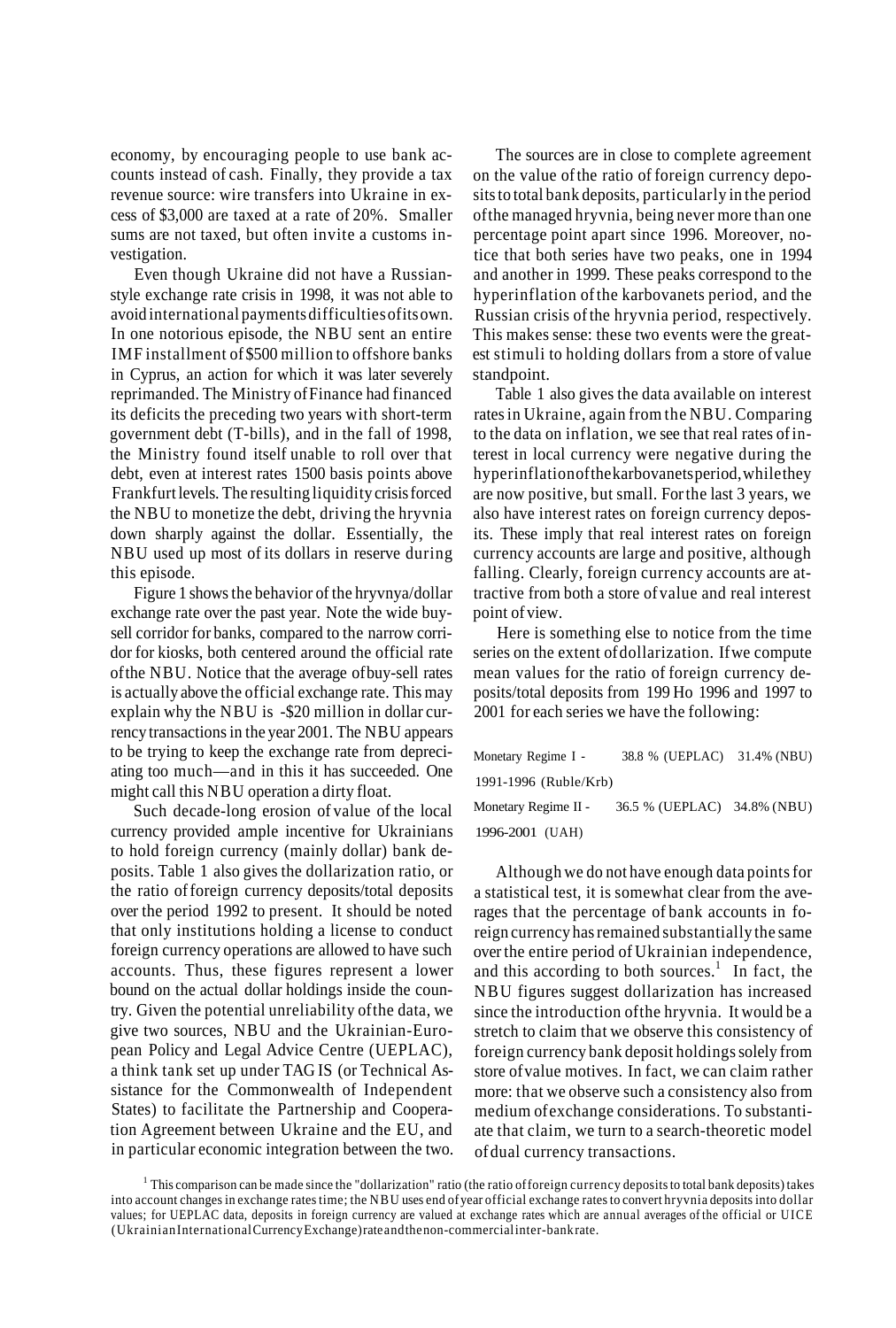economy, by encouraging people to use bank accounts instead of cash. Finally, they provide a tax revenue source: wire transfers into Ukraine in excess of \$3,000 are taxed at a rate of 20%. Smaller sums are not taxed, but often invite a customs investigation.

Even though Ukraine did not have a Russian-style exchange rate crisis in 1998, it was not able to avoid international payments difficulties of its own. In one notorious episode, the NBU sent an entire IMF installment of \$500 million to offshore banks in Cyprus, an action for which it was later severely reprimanded. The Ministry of Finance had financed its deficits the preceding two years with short-term government debt (T-bills), and in the fall of 1998, the Ministry found itself unable to roll over that debt, even at interest rates 1500 basis points above Frankfurt levels. The resulting liquidity crisis forced the NBU to monetize the debt, driving the hryvnia down sharply against the dollar. Essentially, the NBU used up most of its dollars in reserve during this episode.

Figure 1 shows the behavior of the hryvnya/dollar exchange rate over the past year. Note the wide buy-sell corridor for banks, compared to the narrow corridor for kiosks, both centered around the official rate of the NBU. Notice that the average of buy-sell rates is actually above the official exchange rate. This may explain why the NBU is -\$20 million in dollar currency transactions in the year 2001. The NBU appears to be trying to keep the exchange rate from depreciating too much—and in this it has succeeded. One might call this NBU operation a dirty float.

Such decade-long erosion of value of the local currency provided ample incentive for Ukrainians to hold foreign currency (mainly dollar) bank deposits. Table 1 also gives the dollarization ratio, or the ratio of foreign currency deposits/total deposits over the period 1992 to present. It should be noted that only institutions holding a license to conduct foreign currency operations are allowed to have such accounts. Thus, these figures represent a lower bound on the actual dollar holdings inside the country. Given the potential unreliability of the data, we give two sources, NBU and the Ukrainian-European Policy and Legal Advice Centre (UEPLAC), a think tank set up under TAG IS (or Technical Assistance for the Commonwealth of Independent States) to facilitate the Partnership and Cooperation Agreement between Ukraine and the EU, and in particular economic integration between the two.

The sources are in close to complete agreement on the value of the ratio of foreign currency deposits to total bank deposits, particularly in the period of the managed hryvnia, being never more than one percentage point apart since 1996. Moreover, notice that both series have two peaks, one in 1994 and another in 1999. These peaks correspond to the hyperinflation of the karbovanets period, and the Russian crisis of the hryvnia period, respectively. This makes sense: these two events were the greatest stimuli to holding dollars from a store of value standpoint.

Table 1 also gives the data available on interest rates in Ukraine, again from the NBU. Comparing to the data on inflation, we see that real rates of interest in local currency were negative during the hyperinflation of the karbovanets period, while they are now positive, but small. For the last 3 years, we also have interest rates on foreign currency deposits. These imply that real interest rates on foreign currency accounts are large and positive, although falling. Clearly, foreign currency accounts are attractive from both a store of value and real interest point of view.

Here is something else to notice from the time series on the extent of dollarization. If we compute mean values for the ratio of foreign currency deposits/total deposits from 199 Ho 1996 and 1997 to 2001 for each series we have the following:

| | | |
|---|---|---|
| Monetary Regime I - 1991-1996 (Ruble/Krb) | 38.8 % (UEPLAC) | 31.4% (NBU) |
| Monetary Regime II - 1996-2001 (UAH) | 36.5 % (UEPLAC) | 34.8% (NBU) |

Although we do not have enough data points for a statistical test, it is somewhat clear from the averages that the percentage of bank accounts in foreign currency has remained substantially the same over the entire period of Ukrainian independence, and this according to both sources.[1] In fact, the NBU figures suggest dollarization has increased since the introduction of the hryvnia. It would be a stretch to claim that we observe this consistency of foreign currency bank deposit holdings solely from store of value motives. In fact, we can claim rather more: that we observe such a consistency also from medium of exchange considerations. To substantiate that claim, we turn to a search-theoretic model of dual currency transactions.

[1] This comparison can be made since the "dollarization" ratio (the ratio of foreign currency deposits to total bank deposits) takes into account changes in exchange rates time; the NBU uses end of year official exchange rates to convert hryvnia deposits into dollar values; for UEPLAC data, deposits in foreign currency are valued at exchange rates which are annual averages of the official or UICE (Ukrainian International Currency Exchange) rate and the non-commercial inter-bank rate.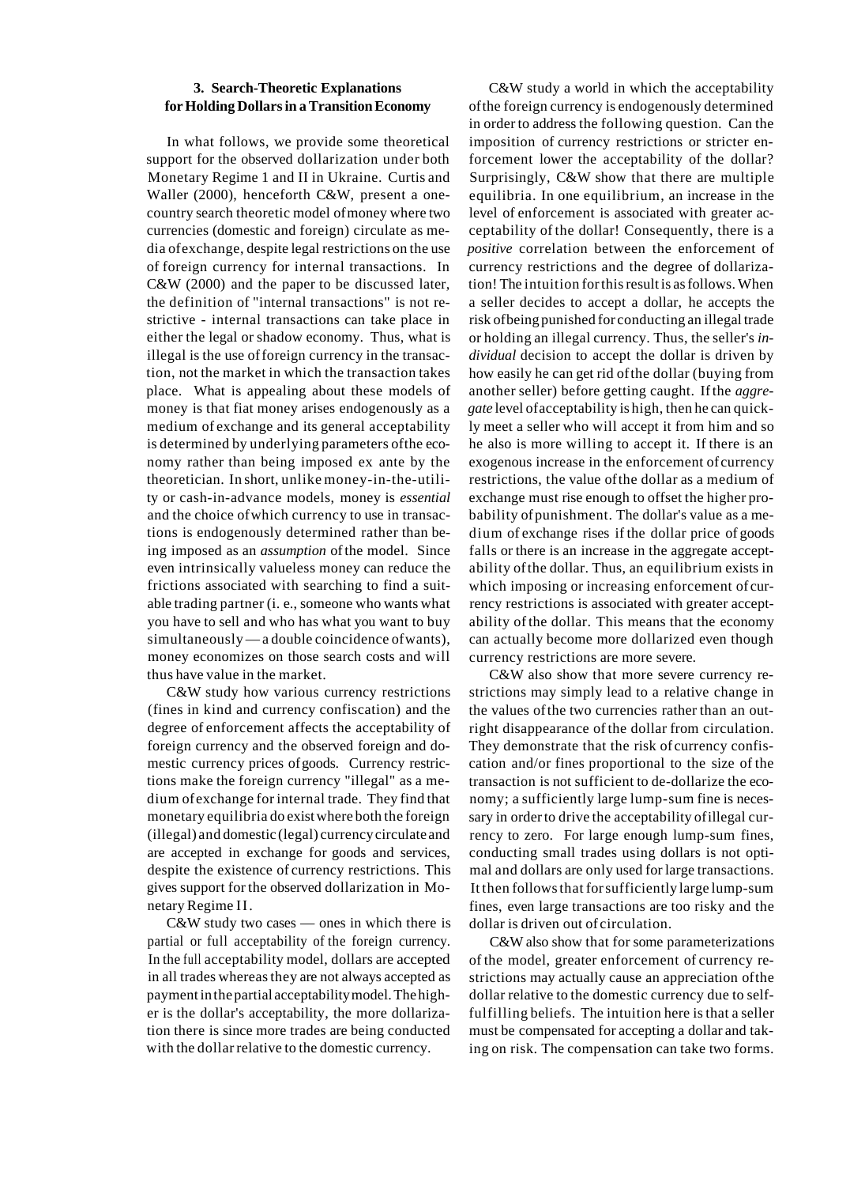### 3. Search-Theoretic Explanations for Holding Dollars in a Transition Economy

In what follows, we provide some theoretical support for the observed dollarization under both Monetary Regime 1 and II in Ukraine. Curtis and Waller (2000), henceforth C&W, present a one-country search theoretic model of money where two currencies (domestic and foreign) circulate as media of exchange, despite legal restrictions on the use of foreign currency for internal transactions. In C&W (2000) and the paper to be discussed later, the definition of "internal transactions" is not restrictive - internal transactions can take place in either the legal or shadow economy. Thus, what is illegal is the use of foreign currency in the transaction, not the market in which the transaction takes place. What is appealing about these models of money is that fiat money arises endogenously as a medium of exchange and its general acceptability is determined by underlying parameters of the economy rather than being imposed ex ante by the theoretician. In short, unlike money-in-the-utility or cash-in-advance models, money is *essential* and the choice of which currency to use in transactions is endogenously determined rather than being imposed as an *assumption* of the model. Since even intrinsically valueless money can reduce the frictions associated with searching to find a suitable trading partner (i. e., someone who wants what you have to sell and who has what you want to buy simultaneously — a double coincidence of wants), money economizes on those search costs and will thus have value in the market.

C&W study how various currency restrictions (fines in kind and currency confiscation) and the degree of enforcement affects the acceptability of foreign currency and the observed foreign and domestic currency prices of goods. Currency restrictions make the foreign currency "illegal" as a medium of exchange for internal trade. They find that monetary equilibria do exist where both the foreign (illegal) and domestic (legal) currency circulate and are accepted in exchange for goods and services, despite the existence of currency restrictions. This gives support for the observed dollarization in Monetary Regime II.

C&W study two cases — ones in which there is partial or full acceptability of the foreign currency. In the full acceptability model, dollars are accepted in all trades whereas they are not always accepted as payment in the partial acceptability model. The higher is the dollar's acceptability, the more dollarization there is since more trades are being conducted with the dollar relative to the domestic currency.

C&W study a world in which the acceptability of the foreign currency is endogenously determined in order to address the following question. Can the imposition of currency restrictions or stricter enforcement lower the acceptability of the dollar? Surprisingly, C&W show that there are multiple equilibria. In one equilibrium, an increase in the level of enforcement is associated with greater acceptability of the dollar! Consequently, there is a *positive* correlation between the enforcement of currency restrictions and the degree of dollarization! The intuition for this result is as follows. When a seller decides to accept a dollar, he accepts the risk of being punished for conducting an illegal trade or holding an illegal currency. Thus, the seller's *individual* decision to accept the dollar is driven by how easily he can get rid of the dollar (buying from another seller) before getting caught. If the *aggregate* level of acceptability is high, then he can quickly meet a seller who will accept it from him and so he also is more willing to accept it. If there is an exogenous increase in the enforcement of currency restrictions, the value of the dollar as a medium of exchange must rise enough to offset the higher probability of punishment. The dollar's value as a medium of exchange rises if the dollar price of goods falls or there is an increase in the aggregate acceptability of the dollar. Thus, an equilibrium exists in which imposing or increasing enforcement of currency restrictions is associated with greater acceptability of the dollar. This means that the economy can actually become more dollarized even though currency restrictions are more severe.

C&W also show that more severe currency restrictions may simply lead to a relative change in the values of the two currencies rather than an outright disappearance of the dollar from circulation. They demonstrate that the risk of currency confiscation and/or fines proportional to the size of the transaction is not sufficient to de-dollarize the economy; a sufficiently large lump-sum fine is necessary in order to drive the acceptability of illegal currency to zero. For large enough lump-sum fines, conducting small trades using dollars is not optimal and dollars are only used for large transactions. It then follows that for sufficiently large lump-sum fines, even large transactions are too risky and the dollar is driven out of circulation.

C&W also show that for some parameterizations of the model, greater enforcement of currency restrictions may actually cause an appreciation of the dollar relative to the domestic currency due to self-fulfilling beliefs. The intuition here is that a seller must be compensated for accepting a dollar and taking on risk. The compensation can take two forms.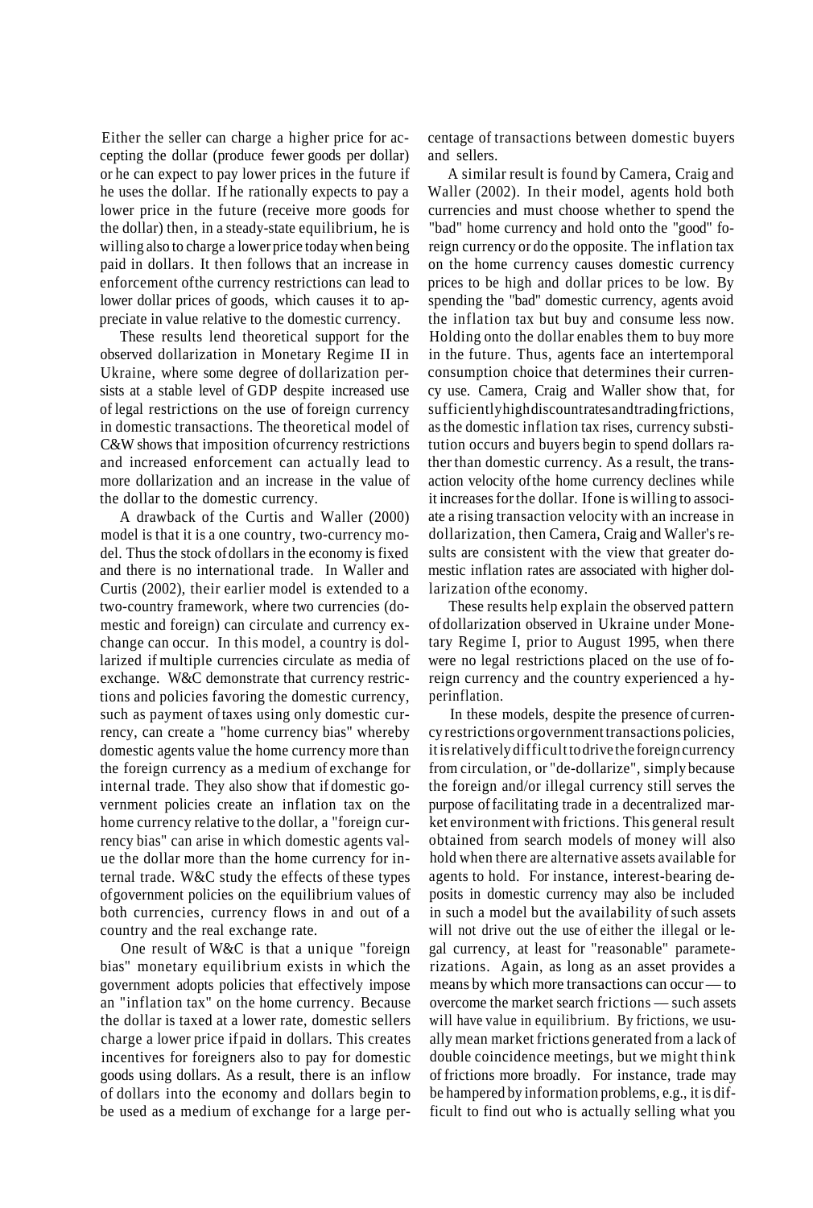Either the seller can charge a higher price for accepting the dollar (produce fewer goods per dollar) or he can expect to pay lower prices in the future if he uses the dollar. If he rationally expects to pay a lower price in the future (receive more goods for the dollar) then, in a steady-state equilibrium, he is willing also to charge a lower price today when being paid in dollars. It then follows that an increase in enforcement of the currency restrictions can lead to lower dollar prices of goods, which causes it to appreciate in value relative to the domestic currency.

These results lend theoretical support for the observed dollarization in Monetary Regime II in Ukraine, where some degree of dollarization persists at a stable level of GDP despite increased use of legal restrictions on the use of foreign currency in domestic transactions. The theoretical model of C&W shows that imposition of currency restrictions and increased enforcement can actually lead to more dollarization and an increase in the value of the dollar to the domestic currency.

A drawback of the Curtis and Waller (2000) model is that it is a one country, two-currency model. Thus the stock of dollars in the economy is fixed and there is no international trade. In Waller and Curtis (2002), their earlier model is extended to a two-country framework, where two currencies (domestic and foreign) can circulate and currency exchange can occur. In this model, a country is dollarized if multiple currencies circulate as media of exchange. W&C demonstrate that currency restrictions and policies favoring the domestic currency, such as payment of taxes using only domestic currency, can create a "home currency bias" whereby domestic agents value the home currency more than the foreign currency as a medium of exchange for internal trade. They also show that if domestic government policies create an inflation tax on the home currency relative to the dollar, a "foreign currency bias" can arise in which domestic agents value the dollar more than the home currency for internal trade. W&C study the effects of these types of government policies on the equilibrium values of both currencies, currency flows in and out of a country and the real exchange rate.

One result of W&C is that a unique "foreign bias" monetary equilibrium exists in which the government adopts policies that effectively impose an "inflation tax" on the home currency. Because the dollar is taxed at a lower rate, domestic sellers charge a lower price if paid in dollars. This creates incentives for foreigners also to pay for domestic goods using dollars. As a result, there is an inflow of dollars into the economy and dollars begin to be used as a medium of exchange for a large percentage of transactions between domestic buyers and sellers.

A similar result is found by Camera, Craig and Waller (2002). In their model, agents hold both currencies and must choose whether to spend the "bad" home currency and hold onto the "good" foreign currency or do the opposite. The inflation tax on the home currency causes domestic currency prices to be high and dollar prices to be low. By spending the "bad" domestic currency, agents avoid the inflation tax but buy and consume less now. Holding onto the dollar enables them to buy more in the future. Thus, agents face an intertemporal consumption choice that determines their currency use. Camera, Craig and Waller show that, for sufficiently high discount rates and trading frictions, as the domestic inflation tax rises, currency substitution occurs and buyers begin to spend dollars rather than domestic currency. As a result, the transaction velocity of the home currency declines while it increases for the dollar. If one is willing to associate a rising transaction velocity with an increase in dollarization, then Camera, Craig and Waller's results are consistent with the view that greater domestic inflation rates are associated with higher dollarization of the economy.

These results help explain the observed pattern of dollarization observed in Ukraine under Monetary Regime I, prior to August 1995, when there were no legal restrictions placed on the use of foreign currency and the country experienced a hyperinflation.

In these models, despite the presence of currency restrictions or government transactions policies, it is relatively difficult to drive the foreign currency from circulation, or "de-dollarize", simply because the foreign and/or illegal currency still serves the purpose of facilitating trade in a decentralized market environment with frictions. This general result obtained from search models of money will also hold when there are alternative assets available for agents to hold. For instance, interest-bearing deposits in domestic currency may also be included in such a model but the availability of such assets will not drive out the use of either the illegal or legal currency, at least for "reasonable" parameterizations. Again, as long as an asset provides a means by which more transactions can occur — to overcome the market search frictions — such assets will have value in equilibrium. By frictions, we usually mean market frictions generated from a lack of double coincidence meetings, but we might think of frictions more broadly. For instance, trade may be hampered by information problems, e.g., it is difficult to find out who is actually selling what you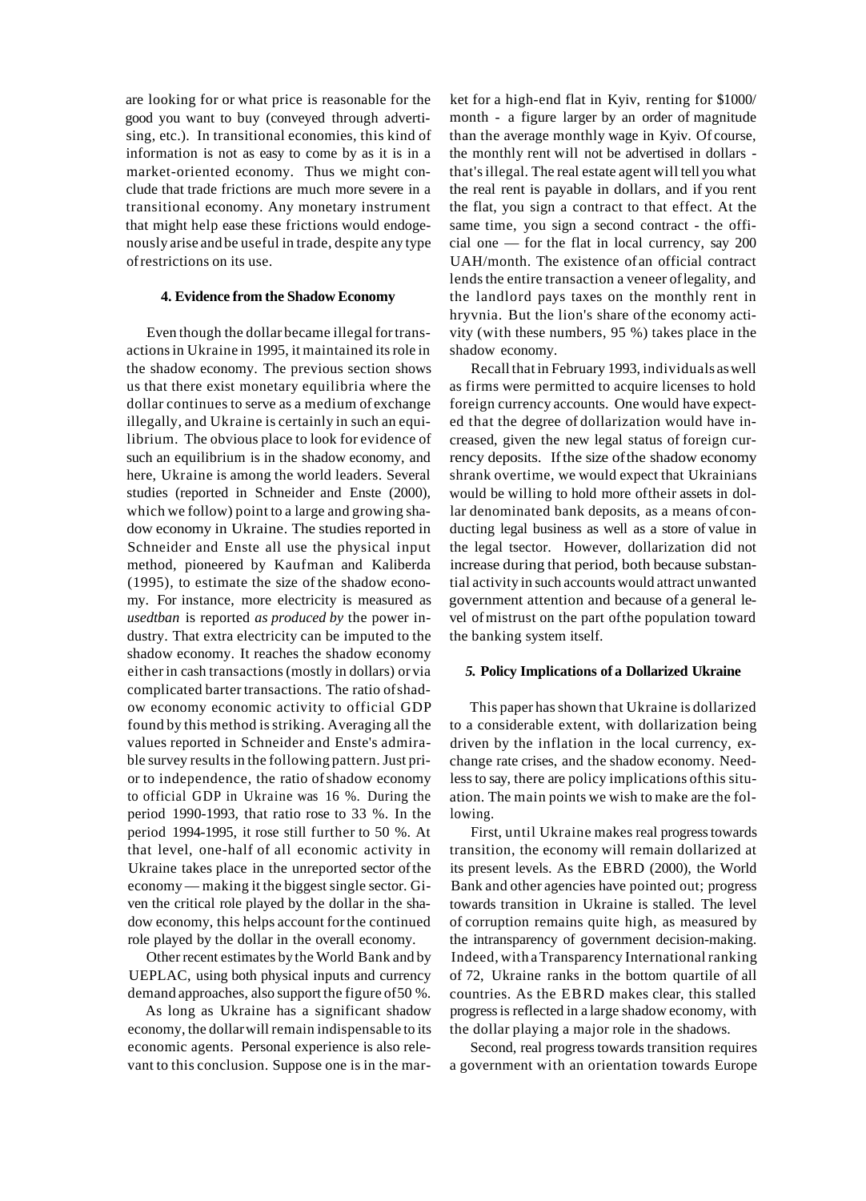are looking for or what price is reasonable for the good you want to buy (conveyed through advertising, etc.). In transitional economies, this kind of information is not as easy to come by as it is in a market-oriented economy. Thus we might conclude that trade frictions are much more severe in a transitional economy. Any monetary instrument that might help ease these frictions would endogenously arise and be useful in trade, despite any type of restrictions on its use.

#### 4. Evidence from the Shadow Economy

Even though the dollar became illegal for transactions in Ukraine in 1995, it maintained its role in the shadow economy. The previous section shows us that there exist monetary equilibria where the dollar continues to serve as a medium of exchange illegally, and Ukraine is certainly in such an equilibrium. The obvious place to look for evidence of such an equilibrium is in the shadow economy, and here, Ukraine is among the world leaders. Several studies (reported in Schneider and Enste (2000), which we follow) point to a large and growing shadow economy in Ukraine. The studies reported in Schneider and Enste all use the physical input method, pioneered by Kaufman and Kaliberda (1995), to estimate the size of the shadow economy. For instance, more electricity is measured as *usedtban* is reported *as produced by* the power industry. That extra electricity can be imputed to the shadow economy. It reaches the shadow economy either in cash transactions (mostly in dollars) or via complicated barter transactions. The ratio of shadow economy economic activity to official GDP found by this method is striking. Averaging all the values reported in Schneider and Enste's admirable survey results in the following pattern. Just prior to independence, the ratio of shadow economy to official GDP in Ukraine was 16 %. During the period 1990-1993, that ratio rose to 33 %. In the period 1994-1995, it rose still further to 50 %. At that level, one-half of all economic activity in Ukraine takes place in the unreported sector of the economy — making it the biggest single sector. Given the critical role played by the dollar in the shadow economy, this helps account for the continued role played by the dollar in the overall economy.

Other recent estimates by the World Bank and by UEPLAC, using both physical inputs and currency demand approaches, also support the figure of 50 %.

As long as Ukraine has a significant shadow economy, the dollar will remain indispensable to its economic agents. Personal experience is also relevant to this conclusion. Suppose one is in the market for a high-end flat in Kyiv, renting for $1000/month - a figure larger by an order of magnitude than the average monthly wage in Kyiv. Of course, the monthly rent will not be advertised in dollars - that's illegal. The real estate agent will tell you what the real rent is payable in dollars, and if you rent the flat, you sign a contract to that effect. At the same time, you sign a second contract - the official one — for the flat in local currency, say 200 UAH/month. The existence of an official contract lends the entire transaction a veneer of legality, and the landlord pays taxes on the monthly rent in hryvnia. But the lion's share of the economy activity (with these numbers, 95 %) takes place in the shadow economy.

Recall that in February 1993, individuals as well as firms were permitted to acquire licenses to hold foreign currency accounts. One would have expected that the degree of dollarization would have increased, given the new legal status of foreign currency deposits. If the size of the shadow economy shrank overtime, we would expect that Ukrainians would be willing to hold more of their assets in dollar denominated bank deposits, as a means of conducting legal business as well as a store of value in the legal tsector. However, dollarization did not increase during that period, both because substantial activity in such accounts would attract unwanted government attention and because of a general level of mistrust on the part of the population toward the banking system itself.

#### 5. Policy Implications of a Dollarized Ukraine

This paper has shown that Ukraine is dollarized to a considerable extent, with dollarization being driven by the inflation in the local currency, exchange rate crises, and the shadow economy. Needless to say, there are policy implications of this situation. The main points we wish to make are the following.

First, until Ukraine makes real progress towards transition, the economy will remain dollarized at its present levels. As the EBRD (2000), the World Bank and other agencies have pointed out; progress towards transition in Ukraine is stalled. The level of corruption remains quite high, as measured by the intransparency of government decision-making. Indeed, with a Transparency International ranking of 72, Ukraine ranks in the bottom quartile of all countries. As the EBRD makes clear, this stalled progress is reflected in a large shadow economy, with the dollar playing a major role in the shadows.

Second, real progress towards transition requires a government with an orientation towards Europe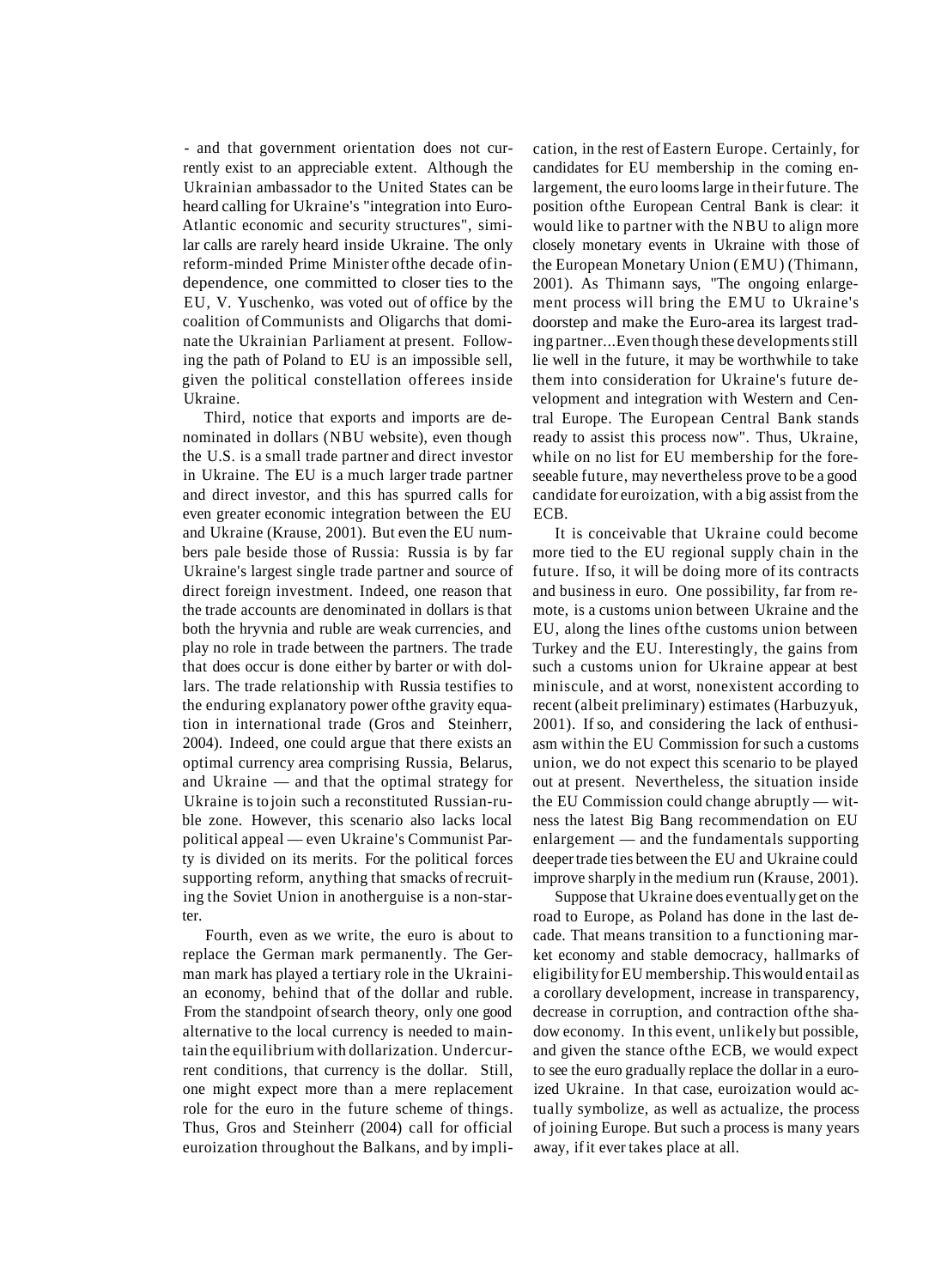- and that government orientation does not currently exist to an appreciable extent. Although the Ukrainian ambassador to the United States can be heard calling for Ukraine's "integration into Euro-Atlantic economic and security structures", similar calls are rarely heard inside Ukraine. The only reform-minded Prime Minister ofthe decade ofindependence, one committed to closer ties to the EU, V. Yuschenko, was voted out of office by the coalition of Communists and Oligarchs that dominate the Ukrainian Parliament at present. Following the path of Poland to EU is an impossible sell, given the political constellation offerees inside Ukraine.

Third, notice that exports and imports are denominated in dollars (NBU website), even though the U.S. is a small trade partner and direct investor in Ukraine. The EU is a much larger trade partner and direct investor, and this has spurred calls for even greater economic integration between the EU and Ukraine (Krause, 2001). But even the EU numbers pale beside those of Russia: Russia is by far Ukraine's largest single trade partner and source of direct foreign investment. Indeed, one reason that the trade accounts are denominated in dollars is that both the hryvnia and ruble are weak currencies, and play no role in trade between the partners. The trade that does occur is done either by barter or with dollars. The trade relationship with Russia testifies to the enduring explanatory power ofthe gravity equation in international trade (Gros and Steinherr, 2004). Indeed, one could argue that there exists an optimal currency area comprising Russia, Belarus, and Ukraine — and that the optimal strategy for Ukraine is to join such a reconstituted Russian-ruble zone. However, this scenario also lacks local political appeal — even Ukraine's Communist Party is divided on its merits. For the political forces supporting reform, anything that smacks of recruiting the Soviet Union in anotherguise is a non-starter.

Fourth, even as we write, the euro is about to replace the German mark permanently. The German mark has played a tertiary role in the Ukrainian economy, behind that of the dollar and ruble. From the standpoint ofsearch theory, only one good alternative to the local currency is needed to maintain the equilibrium with dollarization. Undercurrent conditions, that currency is the dollar. Still, one might expect more than a mere replacement role for the euro in the future scheme of things. Thus, Gros and Steinherr (2004) call for official euroization throughout the Balkans, and by implication, in the rest of Eastern Europe. Certainly, for candidates for EU membership in the coming enlargement, the euro looms large in their future. The position ofthe European Central Bank is clear: it would like to partner with the NBU to align more closely monetary events in Ukraine with those of the European Monetary Union (EMU) (Thimann, 2001). As Thimann says, "The ongoing enlargement process will bring the EMU to Ukraine's doorstep and make the Euro-area its largest trading partner...Even though these developments still lie well in the future, it may be worthwhile to take them into consideration for Ukraine's future development and integration with Western and Central Europe. The European Central Bank stands ready to assist this process now". Thus, Ukraine, while on no list for EU membership for the foreseeable future, may nevertheless prove to be a good candidate for euroization, with a big assist from the ECB.

It is conceivable that Ukraine could become more tied to the EU regional supply chain in the future. If so, it will be doing more of its contracts and business in euro. One possibility, far from remote, is a customs union between Ukraine and the EU, along the lines ofthe customs union between Turkey and the EU. Interestingly, the gains from such a customs union for Ukraine appear at best miniscule, and at worst, nonexistent according to recent (albeit preliminary) estimates (Harbuzyuk, 2001). If so, and considering the lack of enthusiasm within the EU Commission for such a customs union, we do not expect this scenario to be played out at present. Nevertheless, the situation inside the EU Commission could change abruptly — witness the latest Big Bang recommendation on EU enlargement — and the fundamentals supporting deeper trade ties between the EU and Ukraine could improve sharply in the medium run (Krause, 2001).

Suppose that Ukraine does eventually get on the road to Europe, as Poland has done in the last decade. That means transition to a functioning market economy and stable democracy, hallmarks of eligibility for EU membership. This would entail as a corollary development, increase in transparency, decrease in corruption, and contraction ofthe shadow economy. In this event, unlikely but possible, and given the stance ofthe ECB, we would expect to see the euro gradually replace the dollar in a euroized Ukraine. In that case, euroization would actually symbolize, as well as actualize, the process of joining Europe. But such a process is many years away, if it ever takes place at all.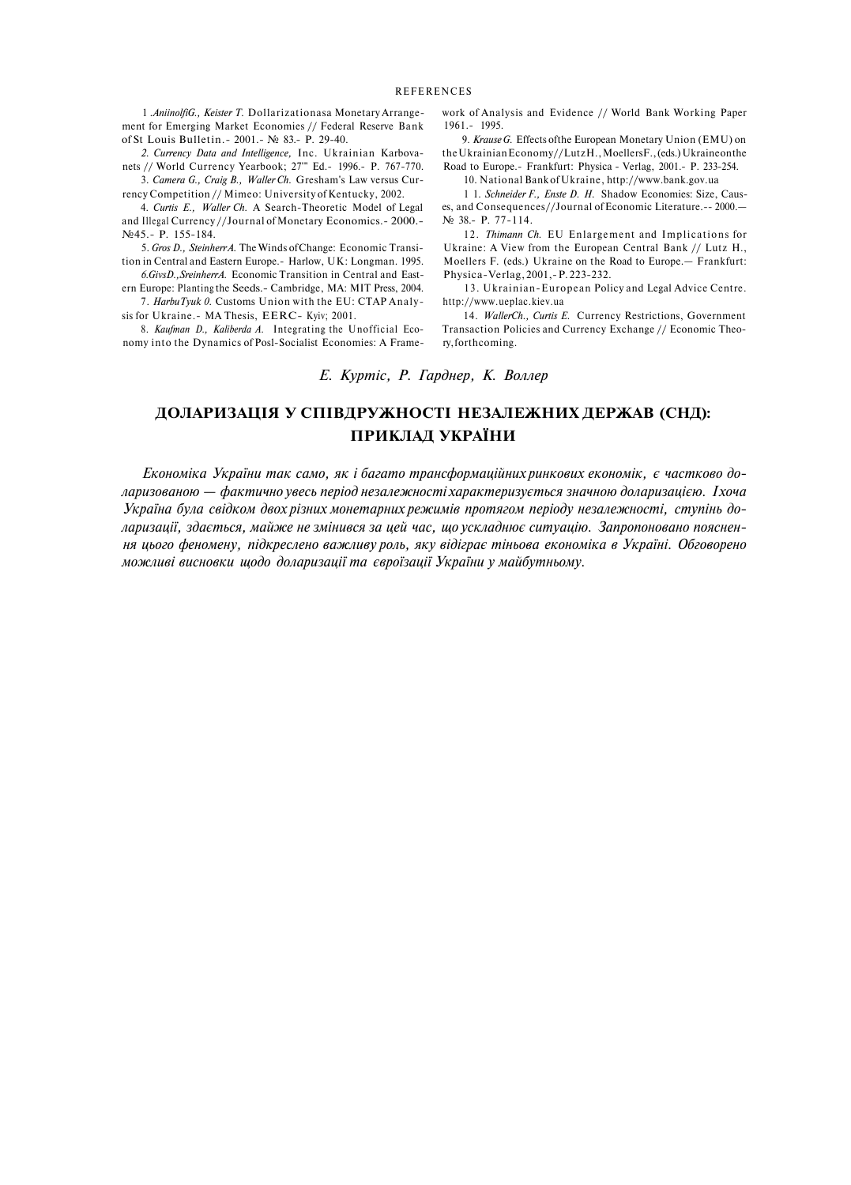REFERENCES

1 *.AniinolfiG., Keister T.* Dollarizationasa Monetary Arrangement for Emerging Market Economies // Federal Reserve Bank of St Louis Bulletin.- 2001.- № 83.- P. 29-40.

*2. Currency Data and Intelligence,* Inc. Ukrainian Karbovanets // World Currency Yearbook; 27'" Ed.- 1996.- P. 767-770.

3. *Camera G., Craig B., Waller Ch.* Gresham's Law versus Currency Competition // Mimeo: University of Kentucky, 2002.

4. *Curtis E., Waller Ch.* A Search-Theoretic Model of Legal and Illegal Currency //Journal of Monetary Economics.- 2000.- №45.- P. 155-184.

5. *Gros D., SteinherrA.* The Winds of Change: Economic Transition in Central and Eastern Europe.- Harlow, UK: Longman. 1995.

*6.GivsD.,SreinherrA.* Economic Transition in Central and Eastern Europe: Planting the Seeds.- Cambridge, MA: MIT Press, 2004.

7. *HarbuTyuk 0.* Customs Union with the EU: CTAP Analysis for Ukraine.- MA Thesis, EERC- Kyiv; 2001.

8. *Kaufman D., Kaliberda A.* Integrating the Unofficial Economy into the Dynamics of Posl-Socialist Economies: A Framework of Analysis and Evidence // World Bank Working Paper 1961.- 1995.

9. *Krause G.* Effects ofthe European Monetary Union (EMU) on the Ukrainian Economy//LutzH., MoellersF., (eds.) Ukraineonthe Road to Europe.- Frankfurt: Physica - Verlag, 2001.- P. 233-254.

10. National Bank of Ukraine, http://www.bank.gov.ua

1 1. *Schneider F., Enste D. H.* Shadow Economies: Size, Causes, and Consequences//Journal of Economic Literature.-- 2000.— № 38.- P. 77-114.

12. *Thimann Ch.* EU Enlargement and Implications for Ukraine: A View from the European Central Bank // Lutz H., Moellers F. (eds.) Ukraine on the Road to Europe.— Frankfurt: Physica-Verlag, 2001,- P. 223-232.

13. Ukrainian-European Policy and Legal Advice Centre. http://www.ueplac.kiev.ua

14. *WallerCh., Curtis E.* Currency Restrictions, Government Transaction Policies and Currency Exchange // Economic Theory, forthcoming.

*Е. Куртіс, Р. Гарднер, К. Воллер*

## ДОЛАРИЗАЦІЯ У СПІВДРУЖНОСТІ НЕЗАЛЕЖНИХ ДЕРЖАВ (СНД): ПРИКЛАД УКРАЇНИ

*Економіка України так само, як і багато трансформаційних ринкових економік, є частково доларизованою — фактично увесь період незалежності характеризується значною доларизацією. Іхоча Україна була свідком двох різних монетарних режимів протягом періоду незалежності, ступінь доларизації, здається, майже не змінився за цей час, що ускладнює ситуацію. Запропоновано пояснення цього феномену, підкреслено важливу роль, яку відіграє тіньова економіка в Україні. Обговорено можливі висновки щодо доларизації та євроїзації України у майбутньому.*